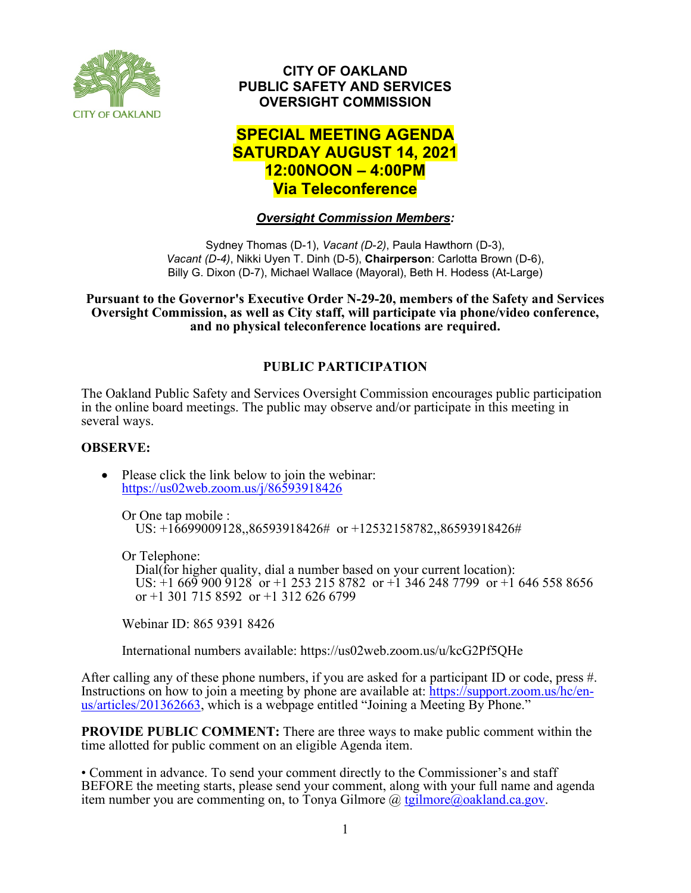# CITY OF OAKLAND
# PUBLIC SAFETY AND SERVICES OVERSIGHT COMMISSION

## SPECIAL MEETING AGENDA
## SATURDAY AUGUST 14, 2021
## 12:00NOON – 4:00PM
## Via Teleconference

***Oversight Commission Members:***

Sydney Thomas (D-1), *Vacant (D-2)*, Paula Hawthorn (D-3), *Vacant (D-4)*, Nikki Uyen T. Dinh (D-5), **Chairperson**: Carlotta Brown (D-6), Billy G. Dixon (D-7), Michael Wallace (Mayoral), Beth H. Hodess (At-Large)

**Pursuant to the Governor's Executive Order N-29-20, members of the Safety and Services Oversight Commission, as well as City staff, will participate via phone/video conference, and no physical teleconference locations are required.**

## PUBLIC PARTICIPATION

The Oakland Public Safety and Services Oversight Commission encourages public participation in the online board meetings. The public may observe and/or participate in this meeting in several ways.

**OBSERVE:**

- Please click the link below to join the webinar:
  https://us02web.zoom.us/j/86593918426

  Or One tap mobile :
  US: +16699009128,,86593918426# or +12532158782,,86593918426#

  Or Telephone:
  Dial(for higher quality, dial a number based on your current location):
  US: +1 669 900 9128 or +1 253 215 8782 or +1 346 248 7799 or +1 646 558 8656 or +1 301 715 8592 or +1 312 626 6799

  Webinar ID: 865 9391 8426

  International numbers available: https://us02web.zoom.us/u/kcG2Pf5QHe

After calling any of these phone numbers, if you are asked for a participant ID or code, press #. Instructions on how to join a meeting by phone are available at: https://support.zoom.us/hc/en-us/articles/201362663, which is a webpage entitled "Joining a Meeting By Phone."

**PROVIDE PUBLIC COMMENT:** There are three ways to make public comment within the time allotted for public comment on an eligible Agenda item.

• Comment in advance. To send your comment directly to the Commissioner's and staff BEFORE the meeting starts, please send your comment, along with your full name and agenda item number you are commenting on, to Tonya Gilmore @ tgilmore@oakland.ca.gov.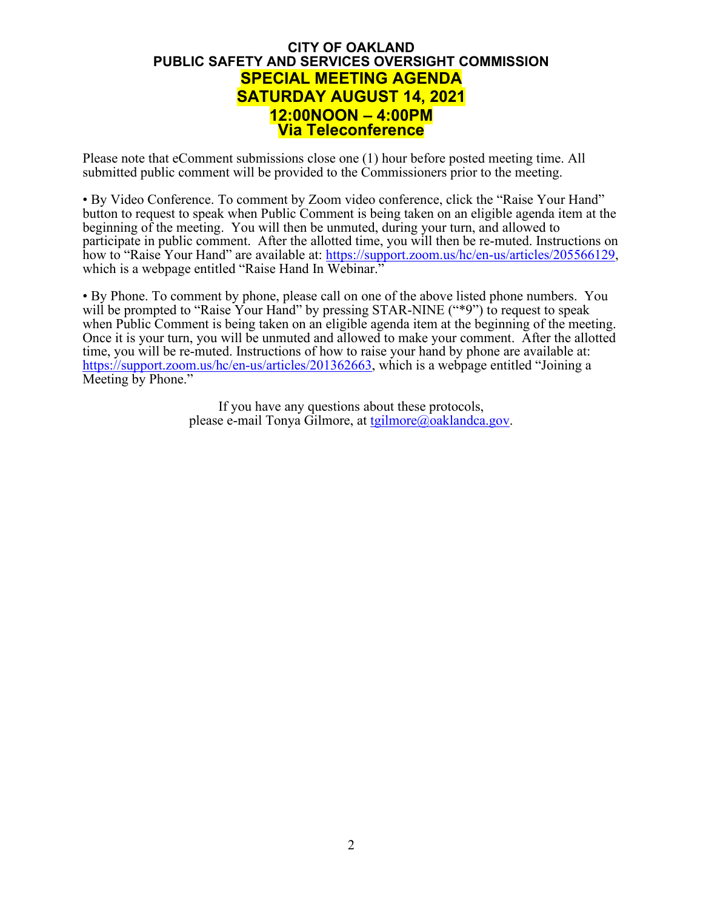**CITY OF OAKLAND**
**PUBLIC SAFETY AND SERVICES OVERSIGHT COMMISSION**
**SPECIAL MEETING AGENDA**
**SATURDAY AUGUST 14, 2021**
**12:00NOON – 4:00PM**
**Via Teleconference**

Please note that eComment submissions close one (1) hour before posted meeting time. All submitted public comment will be provided to the Commissioners prior to the meeting.

• By Video Conference. To comment by Zoom video conference, click the "Raise Your Hand" button to request to speak when Public Comment is being taken on an eligible agenda item at the beginning of the meeting. You will then be unmuted, during your turn, and allowed to participate in public comment. After the allotted time, you will then be re-muted. Instructions on how to "Raise Your Hand" are available at: https://support.zoom.us/hc/en-us/articles/205566129, which is a webpage entitled "Raise Hand In Webinar."

• By Phone. To comment by phone, please call on one of the above listed phone numbers. You will be prompted to "Raise Your Hand" by pressing STAR-NINE ("*9") to request to speak when Public Comment is being taken on an eligible agenda item at the beginning of the meeting. Once it is your turn, you will be unmuted and allowed to make your comment. After the allotted time, you will be re-muted. Instructions of how to raise your hand by phone are available at: https://support.zoom.us/hc/en-us/articles/201362663, which is a webpage entitled "Joining a Meeting by Phone."

If you have any questions about these protocols,
please e-mail Tonya Gilmore, at tgilmore@oaklandca.gov.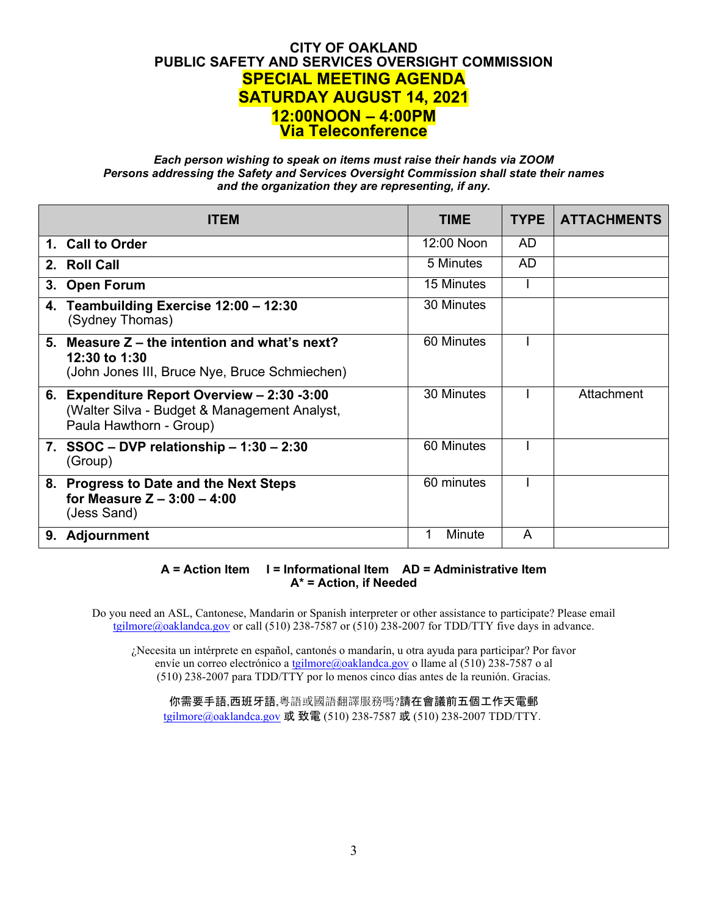# CITY OF OAKLAND
## PUBLIC SAFETY AND SERVICES OVERSIGHT COMMISSION
## SPECIAL MEETING AGENDA
## SATURDAY AUGUST 14, 2021
## 12:00NOON – 4:00PM
## Via Teleconference

***Each person wishing to speak on items must raise their hands via ZOOM***
***Persons addressing the Safety and Services Oversight Commission shall state their names and the organization they are representing, if any.***

| ITEM | TIME | TYPE | ATTACHMENTS |
|---|---|---|---|
| **1. Call to Order** | 12:00 Noon | AD | |
| **2. Roll Call** | 5 Minutes | AD | |
| **3. Open Forum** | 15 Minutes | I | |
| **4. Teambuilding Exercise 12:00 – 12:30** (Sydney Thomas) | 30 Minutes | | |
| **5. Measure Z – the intention and what's next? 12:30 to 1:30** (John Jones III, Bruce Nye, Bruce Schmiechen) | 60 Minutes | I | |
| **6. Expenditure Report Overview – 2:30 -3:00** (Walter Silva - Budget & Management Analyst, Paula Hawthorn - Group) | 30 Minutes | I | Attachment |
| **7. SSOC – DVP relationship – 1:30 – 2:30** (Group) | 60 Minutes | I | |
| **8. Progress to Date and the Next Steps for Measure Z – 3:00 – 4:00** (Jess Sand) | 60 minutes | I | |
| **9. Adjournment** | 1 Minute | A | |

**A = Action Item    I = Informational Item    AD = Administrative Item**
**A* = Action, if Needed**

Do you need an ASL, Cantonese, Mandarin or Spanish interpreter or other assistance to participate? Please email tgilmore@oaklandca.gov or call (510) 238-7587 or (510) 238-2007 for TDD/TTY five days in advance.

¿Necesita un intérprete en español, cantonés o mandarín, u otra ayuda para participar? Por favor envíe un correo electrónico a tgilmore@oaklandca.gov o llame al (510) 238-7587 o al (510) 238-2007 para TDD/TTY por lo menos cinco días antes de la reunión. Gracias.

你需要手語,西班牙語,粵語或國語翻譯服務嗎?請在會議前五個工作天電郵 tgilmore@oaklandca.gov 或 致電 (510) 238-7587 或 (510) 238-2007 TDD/TTY.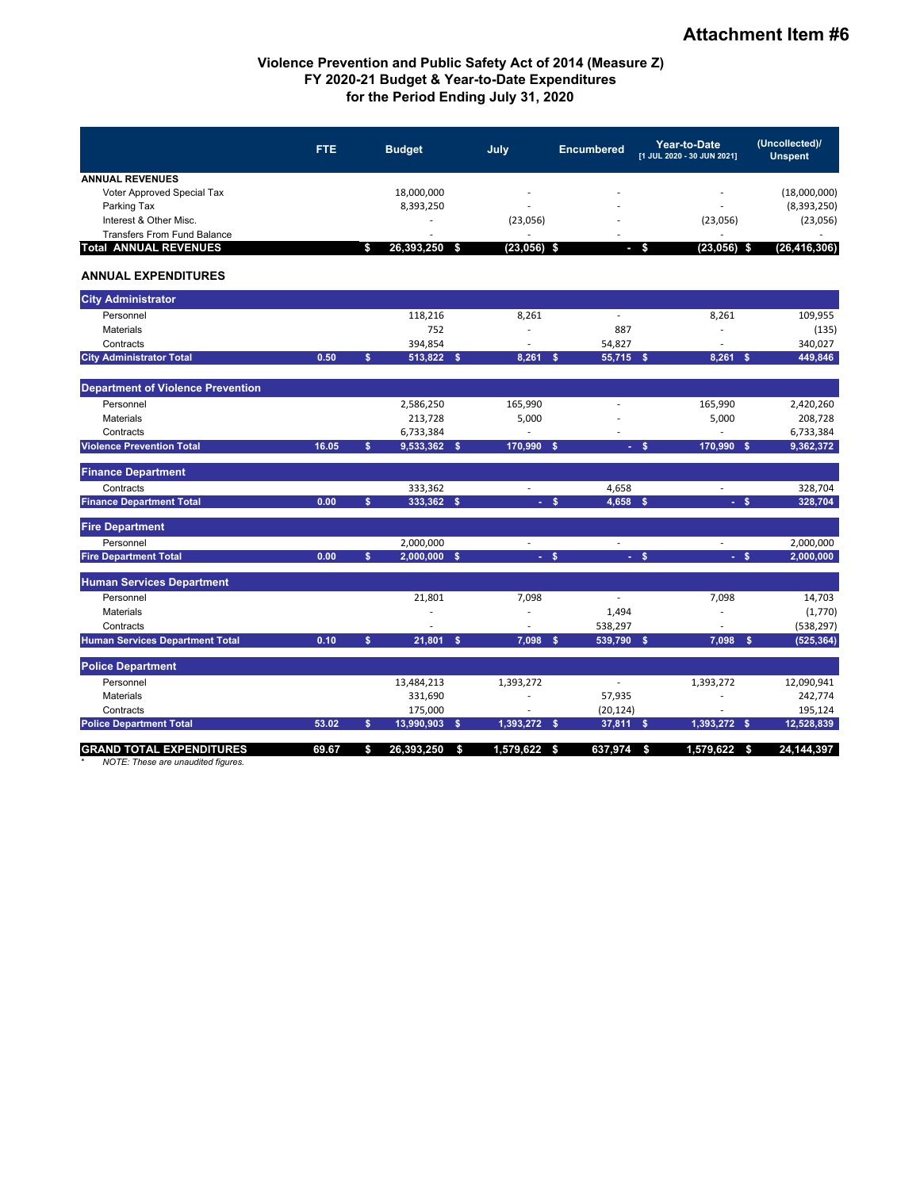# Attachment Item #6

## Violence Prevention and Public Safety Act of 2014 (Measure Z)
## FY 2020-21 Budget & Year-to-Date Expenditures
## for the Period Ending July 31, 2020

| | FTE | Budget | July | Encumbered | Year-to-Date [1 JUL 2020 - 30 JUN 2021] | (Uncollected)/ Unspent |
|---|---|---|---|---|---|---|
| **ANNUAL REVENUES** | | | | | | |
| Voter Approved Special Tax | | 18,000,000 | - | - | - | (18,000,000) |
| Parking Tax | | 8,393,250 | - | - | - | (8,393,250) |
| Interest & Other Misc. | | - | (23,056) | - | (23,056) | (23,056) |
| Transfers From Fund Balance | | - | - | - | - | - |
| **Total ANNUAL REVENUES** | | **$ 26,393,250** | **$ (23,056)** | **$ -** | **$ (23,056)** | **$ (26,416,306)** |
| **ANNUAL EXPENDITURES** | | | | | | |
| **City Administrator** | | | | | | |
| Personnel | | 118,216 | 8,261 | - | 8,261 | 109,955 |
| Materials | | 752 | - | 887 | - | (135) |
| Contracts | | 394,854 | - | 54,827 | - | 340,027 |
| **City Administrator Total** | **0.50** | **$ 513,822** | **$ 8,261** | **$ 55,715** | **$ 8,261** | **$ 449,846** |
| **Department of Violence Prevention** | | | | | | |
| Personnel | | 2,586,250 | 165,990 | - | 165,990 | 2,420,260 |
| Materials | | 213,728 | 5,000 | - | 5,000 | 208,728 |
| Contracts | | 6,733,384 | - | - | - | 6,733,384 |
| **Violence Prevention Total** | **16.05** | **$ 9,533,362** | **$ 170,990** | **$ -** | **$ 170,990** | **$ 9,362,372** |
| **Finance Department** | | | | | | |
| Contracts | | 333,362 | - | 4,658 | - | 328,704 |
| **Finance Department Total** | **0.00** | **$ 333,362** | **$ -** | **$ 4,658** | **$ -** | **$ 328,704** |
| **Fire Department** | | | | | | |
| Personnel | | 2,000,000 | - | - | - | 2,000,000 |
| **Fire Department Total** | **0.00** | **$ 2,000,000** | **$ -** | **$ -** | **$ -** | **$ 2,000,000** |
| **Human Services Department** | | | | | | |
| Personnel | | 21,801 | 7,098 | - | 7,098 | 14,703 |
| Materials | | - | - | 1,494 | - | (1,770) |
| Contracts | | - | - | 538,297 | - | (538,297) |
| **Human Services Department Total** | **0.10** | **$ 21,801** | **$ 7,098** | **$ 539,790** | **$ 7,098** | **$ (525,364)** |
| **Police Department** | | | | | | |
| Personnel | | 13,484,213 | 1,393,272 | - | 1,393,272 | 12,090,941 |
| Materials | | 331,690 | - | 57,935 | - | 242,774 |
| Contracts | | 175,000 | - | (20,124) | - | 195,124 |
| **Police Department Total** | **53.02** | **$ 13,990,903** | **$ 1,393,272** | **$ 37,811** | **$ 1,393,272** | **$ 12,528,839** |
| **GRAND TOTAL EXPENDITURES** | **69.67** | **$ 26,393,250** | **$ 1,579,622** | **$ 637,974** | **$ 1,579,622** | **$ 24,144,397** |

\* *NOTE: These are unaudited figures.*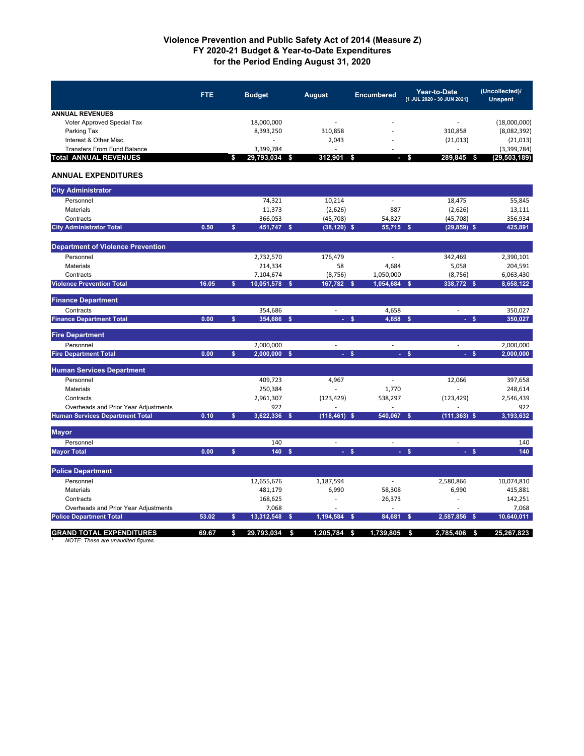# Violence Prevention and Public Safety Act of 2014 (Measure Z)
## FY 2020-21 Budget & Year-to-Date Expenditures
## for the Period Ending August 31, 2020

| | FTE | Budget | August | Encumbered | Year-to-Date [1 JUL 2020 - 30 JUN 2021] | (Uncollected)/ Unspent |
|---|---|---|---|---|---|---|
| **ANNUAL REVENUES** | | | | | | |
| Voter Approved Special Tax | | 18,000,000 | - | - | - | (18,000,000) |
| Parking Tax | | 8,393,250 | 310,858 | - | 310,858 | (8,082,392) |
| Interest & Other Misc. | | - | 2,043 | - | (21,013) | (21,013) |
| Transfers From Fund Balance | | 3,399,784 | - | - | - | (3,399,784) |
| **Total ANNUAL REVENUES** | | **$ 29,793,034** | **$ 312,901** | **$ -** | **$ 289,845** | **$ (29,503,189)** |
| **ANNUAL EXPENDITURES** | | | | | | |
| **City Administrator** | | | | | | |
| Personnel | | 74,321 | 10,214 | - | 18,475 | 55,845 |
| Materials | | 11,373 | (2,626) | 887 | (2,626) | 13,111 |
| Contracts | | 366,053 | (45,708) | 54,827 | (45,708) | 356,934 |
| **City Administrator Total** | **0.50** | **$ 451,747** | **$ (38,120)** | **$ 55,715** | **$ (29,859)** | **$ 425,891** |
| **Department of Violence Prevention** | | | | | | |
| Personnel | | 2,732,570 | 176,479 | - | 342,469 | 2,390,101 |
| Materials | | 214,334 | 58 | 4,684 | 5,058 | 204,591 |
| Contracts | | 7,104,674 | (8,756) | 1,050,000 | (8,756) | 6,063,430 |
| **Violence Prevention Total** | **16.05** | **$ 10,051,578** | **$ 167,782** | **$ 1,054,684** | **$ 338,772** | **$ 8,658,122** |
| **Finance Department** | | | | | | |
| Contracts | | 354,686 | - | 4,658 | - | 350,027 |
| **Finance Department Total** | **0.00** | **$ 354,686** | **$ -** | **$ 4,658** | **$ -** | **$ 350,027** |
| **Fire Department** | | | | | | |
| Personnel | | 2,000,000 | - | - | - | 2,000,000 |
| **Fire Department Total** | **0.00** | **$ 2,000,000** | **$ -** | **$ -** | **$ -** | **$ 2,000,000** |
| **Human Services Department** | | | | | | |
| Personnel | | 409,723 | 4,967 | - | 12,066 | 397,658 |
| Materials | | 250,384 | - | 1,770 | - | 248,614 |
| Contracts | | 2,961,307 | (123,429) | 538,297 | (123,429) | 2,546,439 |
| Overheads and Prior Year Adjustments | | 922 | - | - | - | 922 |
| **Human Services Department Total** | **0.10** | **$ 3,622,336** | **$ (118,461)** | **$ 540,067** | **$ (111,363)** | **$ 3,193,632** |
| **Mayor** | | | | | | |
| Personnel | | 140 | - | - | - | 140 |
| **Mayor Total** | **0.00** | **$ 140** | **$ -** | **$ -** | **$ -** | **$ 140** |
| **Police Department** | | | | | | |
| Personnel | | 12,655,676 | 1,187,594 | - | 2,580,866 | 10,074,810 |
| Materials | | 481,179 | 6,990 | 58,308 | 6,990 | 415,881 |
| Contracts | | 168,625 | - | 26,373 | - | 142,251 |
| Overheads and Prior Year Adjustments | | 7,068 | - | - | - | 7,068 |
| **Police Department Total** | **53.02** | **$ 13,312,548** | **$ 1,194,584** | **$ 84,681** | **$ 2,587,856** | **$ 10,640,011** |
| **GRAND TOTAL EXPENDITURES** | **69.67** | **$ 29,793,034** | **$ 1,205,784** | **$ 1,739,805** | **$ 2,785,406** | **$ 25,267,823** |

\* *NOTE: These are unaudited figures.*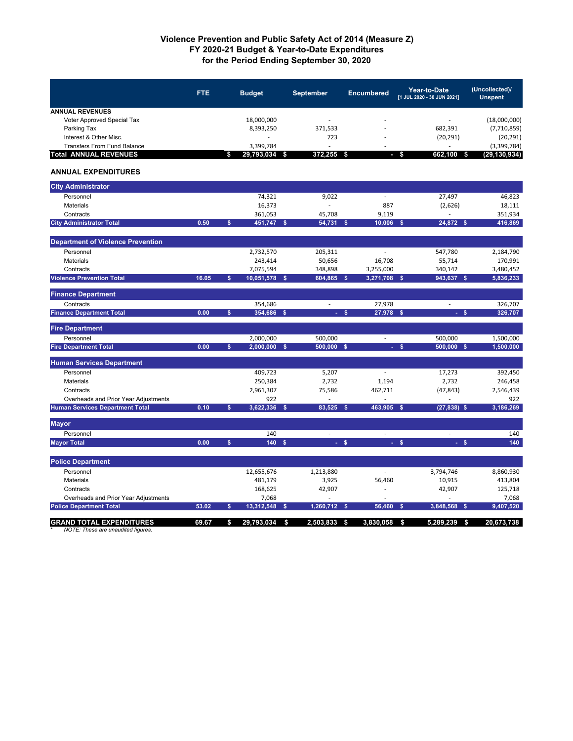# Violence Prevention and Public Safety Act of 2014 (Measure Z)
## FY 2020-21 Budget & Year-to-Date Expenditures
## for the Period Ending September 30, 2020

| | FTE | Budget | September | Encumbered | Year-to-Date [1 JUL 2020 - 30 JUN 2021] | (Uncollected)/ Unspent |
|---|---|---|---|---|---|---|
| **ANNUAL REVENUES** | | | | | | |
| Voter Approved Special Tax | | 18,000,000 | - | - | - | (18,000,000) |
| Parking Tax | | 8,393,250 | 371,533 | - | 682,391 | (7,710,859) |
| Interest & Other Misc. | | - | 723 | - | (20,291) | (20,291) |
| Transfers From Fund Balance | | 3,399,784 | - | - | - | (3,399,784) |
| **Total ANNUAL REVENUES** | | **$ 29,793,034** | **$ 372,255** | **$ -** | **$ 662,100** | **$ (29,130,934)** |
| **ANNUAL EXPENDITURES** | | | | | | |
| **City Administrator** | | | | | | |
| Personnel | | 74,321 | 9,022 | - | 27,497 | 46,823 |
| Materials | | 16,373 | - | 887 | (2,626) | 18,111 |
| Contracts | | 361,053 | 45,708 | 9,119 | - | 351,934 |
| **City Administrator Total** | **0.50** | **$ 451,747** | **$ 54,731** | **$ 10,006** | **$ 24,872** | **$ 416,869** |
| **Department of Violence Prevention** | | | | | | |
| Personnel | | 2,732,570 | 205,311 | - | 547,780 | 2,184,790 |
| Materials | | 243,414 | 50,656 | 16,708 | 55,714 | 170,991 |
| Contracts | | 7,075,594 | 348,898 | 3,255,000 | 340,142 | 3,480,452 |
| **Violence Prevention Total** | **16.05** | **$ 10,051,578** | **$ 604,865** | **$ 3,271,708** | **$ 943,637** | **$ 5,836,233** |
| **Finance Department** | | | | | | |
| Contracts | | 354,686 | - | 27,978 | - | 326,707 |
| **Finance Department Total** | **0.00** | **$ 354,686** | **$ -** | **$ 27,978** | **$ -** | **$ 326,707** |
| **Fire Department** | | | | | | |
| Personnel | | 2,000,000 | 500,000 | - | 500,000 | 1,500,000 |
| **Fire Department Total** | **0.00** | **$ 2,000,000** | **$ 500,000** | **$ -** | **$ 500,000** | **$ 1,500,000** |
| **Human Services Department** | | | | | | |
| Personnel | | 409,723 | 5,207 | - | 17,273 | 392,450 |
| Materials | | 250,384 | 2,732 | 1,194 | 2,732 | 246,458 |
| Contracts | | 2,961,307 | 75,586 | 462,711 | (47,843) | 2,546,439 |
| Overheads and Prior Year Adjustments | | 922 | - | - | - | 922 |
| **Human Services Department Total** | **0.10** | **$ 3,622,336** | **$ 83,525** | **$ 463,905** | **$ (27,838)** | **$ 3,186,269** |
| **Mayor** | | | | | | |
| Personnel | | 140 | - | - | - | 140 |
| **Mayor Total** | **0.00** | **$ 140** | **$ -** | **$ -** | **$ -** | **$ 140** |
| **Police Department** | | | | | | |
| Personnel | | 12,655,676 | 1,213,880 | - | 3,794,746 | 8,860,930 |
| Materials | | 481,179 | 3,925 | 56,460 | 10,915 | 413,804 |
| Contracts | | 168,625 | 42,907 | - | 42,907 | 125,718 |
| Overheads and Prior Year Adjustments | | 7,068 | - | - | - | 7,068 |
| **Police Department Total** | **53.02** | **$ 13,312,548** | **$ 1,260,712** | **$ 56,460** | **$ 3,848,568** | **$ 9,407,520** |
| **GRAND TOTAL EXPENDITURES** | **69.67** | **$ 29,793,034** | **$ 2,503,833** | **$ 3,830,058** | **$ 5,289,239** | **$ 20,673,738** |

* *NOTE: These are unaudited figures.*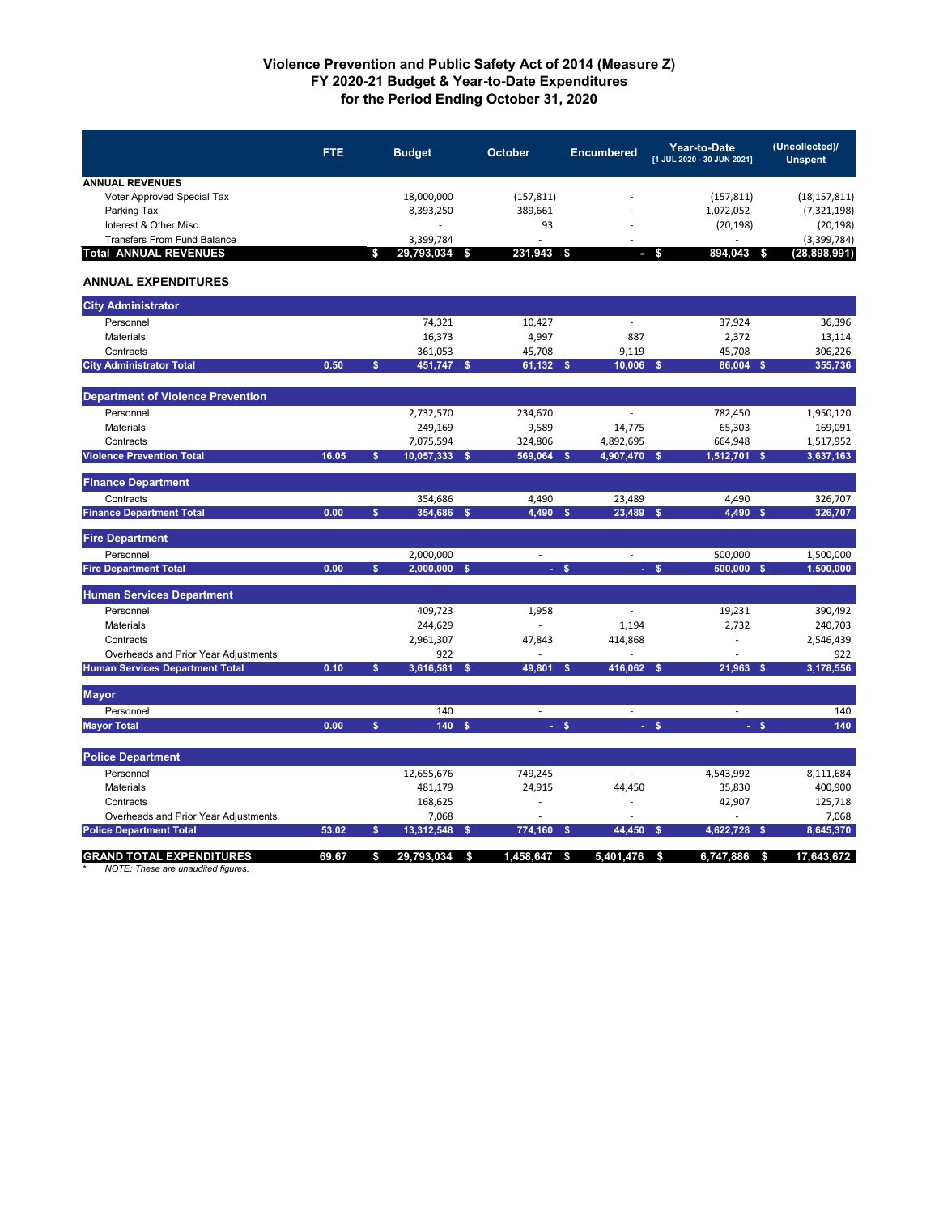# Violence Prevention and Public Safety Act of 2014 (Measure Z)
## FY 2020-21 Budget & Year-to-Date Expenditures
## for the Period Ending October 31, 2020

| | FTE | Budget | October | Encumbered | Year-to-Date [1 JUL 2020 - 30 JUN 2021] | (Uncollected)/ Unspent |
|---|---|---|---|---|---|---|
| **ANNUAL REVENUES** | | | | | | |
| Voter Approved Special Tax | | 18,000,000 | (157,811) | - | (157,811) | (18,157,811) |
| Parking Tax | | 8,393,250 | 389,661 | - | 1,072,052 | (7,321,198) |
| Interest & Other Misc. | | - | 93 | - | (20,198) | (20,198) |
| Transfers From Fund Balance | | 3,399,784 | - | - | - | (3,399,784) |
| **Total ANNUAL REVENUES** | | **$ 29,793,034** | **$ 231,943** | **$ -** | **$ 894,043** | **$ (28,898,991)** |
| **ANNUAL EXPENDITURES** | | | | | | |
| **City Administrator** | | | | | | |
| Personnel | | 74,321 | 10,427 | - | 37,924 | 36,396 |
| Materials | | 16,373 | 4,997 | 887 | 2,372 | 13,114 |
| Contracts | | 361,053 | 45,708 | 9,119 | 45,708 | 306,226 |
| **City Administrator Total** | **0.50** | **$ 451,747** | **$ 61,132** | **$ 10,006** | **$ 86,004** | **$ 355,736** |
| **Department of Violence Prevention** | | | | | | |
| Personnel | | 2,732,570 | 234,670 | - | 782,450 | 1,950,120 |
| Materials | | 249,169 | 9,589 | 14,775 | 65,303 | 169,091 |
| Contracts | | 7,075,594 | 324,806 | 4,892,695 | 664,948 | 1,517,952 |
| **Violence Prevention Total** | **16.05** | **$ 10,057,333** | **$ 569,064** | **$ 4,907,470** | **$ 1,512,701** | **$ 3,637,163** |
| **Finance Department** | | | | | | |
| Contracts | | 354,686 | 4,490 | 23,489 | 4,490 | 326,707 |
| **Finance Department Total** | **0.00** | **$ 354,686** | **$ 4,490** | **$ 23,489** | **$ 4,490** | **$ 326,707** |
| **Fire Department** | | | | | | |
| Personnel | | 2,000,000 | - | - | 500,000 | 1,500,000 |
| **Fire Department Total** | **0.00** | **$ 2,000,000** | **$ -** | **$ -** | **$ 500,000** | **$ 1,500,000** |
| **Human Services Department** | | | | | | |
| Personnel | | 409,723 | 1,958 | - | 19,231 | 390,492 |
| Materials | | 244,629 | - | 1,194 | 2,732 | 240,703 |
| Contracts | | 2,961,307 | 47,843 | 414,868 | - | 2,546,439 |
| Overheads and Prior Year Adjustments | | 922 | - | - | - | 922 |
| **Human Services Department Total** | **0.10** | **$ 3,616,581** | **$ 49,801** | **$ 416,062** | **$ 21,963** | **$ 3,178,556** |
| **Mayor** | | | | | | |
| Personnel | | 140 | - | - | - | 140 |
| **Mayor Total** | **0.00** | **$ 140** | **$ -** | **$ -** | **$ -** | **$ 140** |
| **Police Department** | | | | | | |
| Personnel | | 12,655,676 | 749,245 | - | 4,543,992 | 8,111,684 |
| Materials | | 481,179 | 24,915 | 44,450 | 35,830 | 400,900 |
| Contracts | | 168,625 | - | - | 42,907 | 125,718 |
| Overheads and Prior Year Adjustments | | 7,068 | - | - | - | 7,068 |
| **Police Department Total** | **53.02** | **$ 13,312,548** | **$ 774,160** | **$ 44,450** | **$ 4,622,728** | **$ 8,645,370** |
| **GRAND TOTAL EXPENDITURES** | **69.67** | **$ 29,793,034** | **$ 1,458,647** | **$ 5,401,476** | **$ 6,747,886** | **$ 17,643,672** |

* *NOTE: These are unaudited figures.*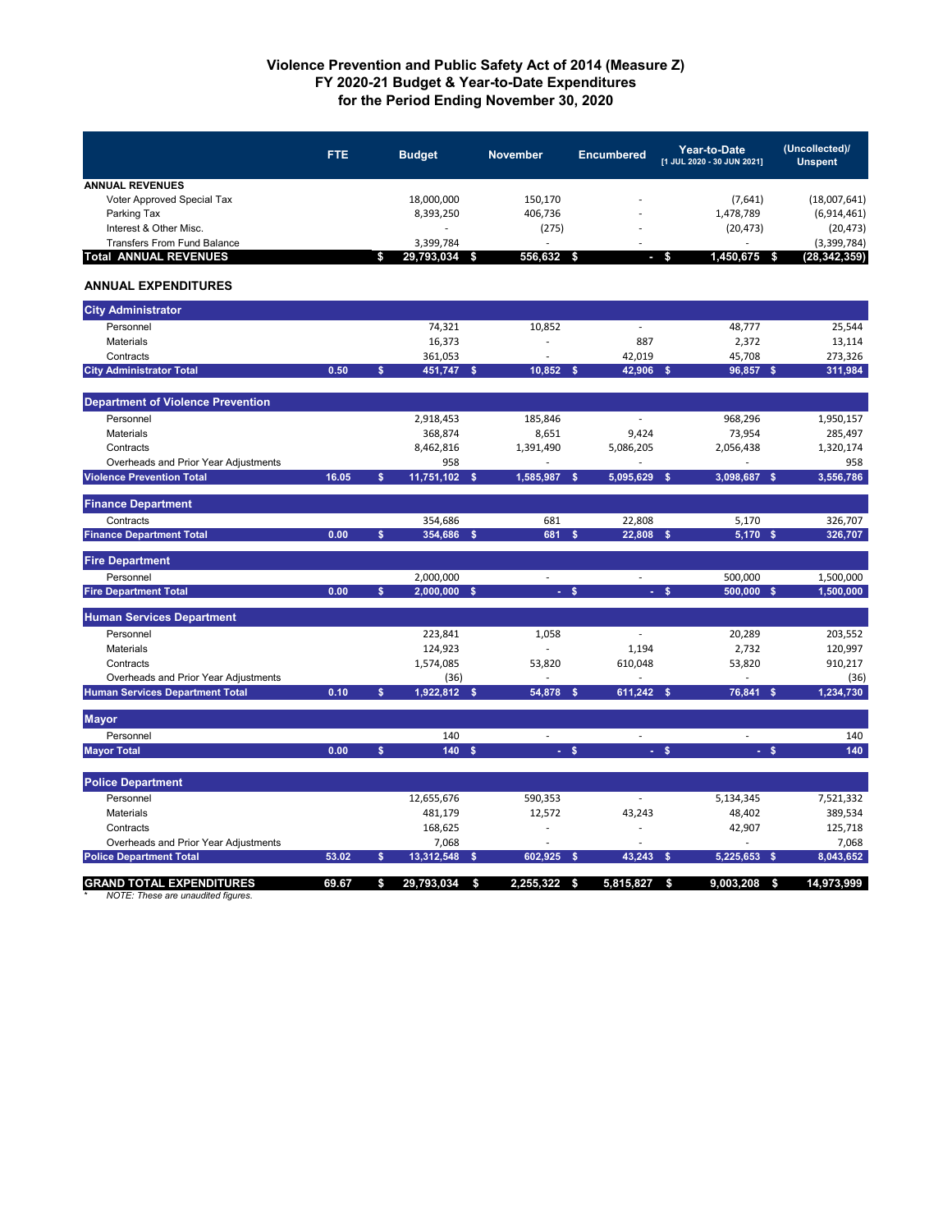# Violence Prevention and Public Safety Act of 2014 (Measure Z)
## FY 2020-21 Budget & Year-to-Date Expenditures
## for the Period Ending November 30, 2020

| | FTE | Budget | November | Encumbered | Year-to-Date [1 JUL 2020 - 30 JUN 2021] | (Uncollected)/ Unspent |
|---|---|---|---|---|---|---|
| **ANNUAL REVENUES** | | | | | | |
| Voter Approved Special Tax | | 18,000,000 | 150,170 | - | (7,641) | (18,007,641) |
| Parking Tax | | 8,393,250 | 406,736 | - | 1,478,789 | (6,914,461) |
| Interest & Other Misc. | | - | (275) | - | (20,473) | (20,473) |
| Transfers From Fund Balance | | 3,399,784 | - | - | - | (3,399,784) |
| **Total ANNUAL REVENUES** | | **$ 29,793,034** | **$ 556,632** | **$ -** | **$ 1,450,675** | **$ (28,342,359)** |
| **ANNUAL EXPENDITURES** | | | | | | |
| **City Administrator** | | | | | | |
| Personnel | | 74,321 | 10,852 | - | 48,777 | 25,544 |
| Materials | | 16,373 | - | 887 | 2,372 | 13,114 |
| Contracts | | 361,053 | - | 42,019 | 45,708 | 273,326 |
| **City Administrator Total** | **0.50** | **$ 451,747** | **$ 10,852** | **$ 42,906** | **$ 96,857** | **$ 311,984** |
| **Department of Violence Prevention** | | | | | | |
| Personnel | | 2,918,453 | 185,846 | - | 968,296 | 1,950,157 |
| Materials | | 368,874 | 8,651 | 9,424 | 73,954 | 285,497 |
| Contracts | | 8,462,816 | 1,391,490 | 5,086,205 | 2,056,438 | 1,320,174 |
| Overheads and Prior Year Adjustments | | 958 | - | - | - | 958 |
| **Violence Prevention Total** | **16.05** | **$ 11,751,102** | **$ 1,585,987** | **$ 5,095,629** | **$ 3,098,687** | **$ 3,556,786** |
| **Finance Department** | | | | | | |
| Contracts | | 354,686 | 681 | 22,808 | 5,170 | 326,707 |
| **Finance Department Total** | **0.00** | **$ 354,686** | **$ 681** | **$ 22,808** | **$ 5,170** | **$ 326,707** |
| **Fire Department** | | | | | | |
| Personnel | | 2,000,000 | - | - | 500,000 | 1,500,000 |
| **Fire Department Total** | **0.00** | **$ 2,000,000** | **$ -** | **$ -** | **$ 500,000** | **$ 1,500,000** |
| **Human Services Department** | | | | | | |
| Personnel | | 223,841 | 1,058 | - | 20,289 | 203,552 |
| Materials | | 124,923 | - | 1,194 | 2,732 | 120,997 |
| Contracts | | 1,574,085 | 53,820 | 610,048 | 53,820 | 910,217 |
| Overheads and Prior Year Adjustments | | (36) | - | - | - | (36) |
| **Human Services Department Total** | **0.10** | **$ 1,922,812** | **$ 54,878** | **$ 611,242** | **$ 76,841** | **$ 1,234,730** |
| **Mayor** | | | | | | |
| Personnel | | 140 | - | - | - | 140 |
| **Mayor Total** | **0.00** | **$ 140** | **$ -** | **$ -** | **$ -** | **$ 140** |
| **Police Department** | | | | | | |
| Personnel | | 12,655,676 | 590,353 | - | 5,134,345 | 7,521,332 |
| Materials | | 481,179 | 12,572 | 43,243 | 48,402 | 389,534 |
| Contracts | | 168,625 | - | - | 42,907 | 125,718 |
| Overheads and Prior Year Adjustments | | 7,068 | - | - | - | 7,068 |
| **Police Department Total** | **53.02** | **$ 13,312,548** | **$ 602,925** | **$ 43,243** | **$ 5,225,653** | **$ 8,043,652** |
| **GRAND TOTAL EXPENDITURES** | **69.67** | **$ 29,793,034** | **$ 2,255,322** | **$ 5,815,827** | **$ 9,003,208** | **$ 14,973,999** |

\* *NOTE: These are unaudited figures.*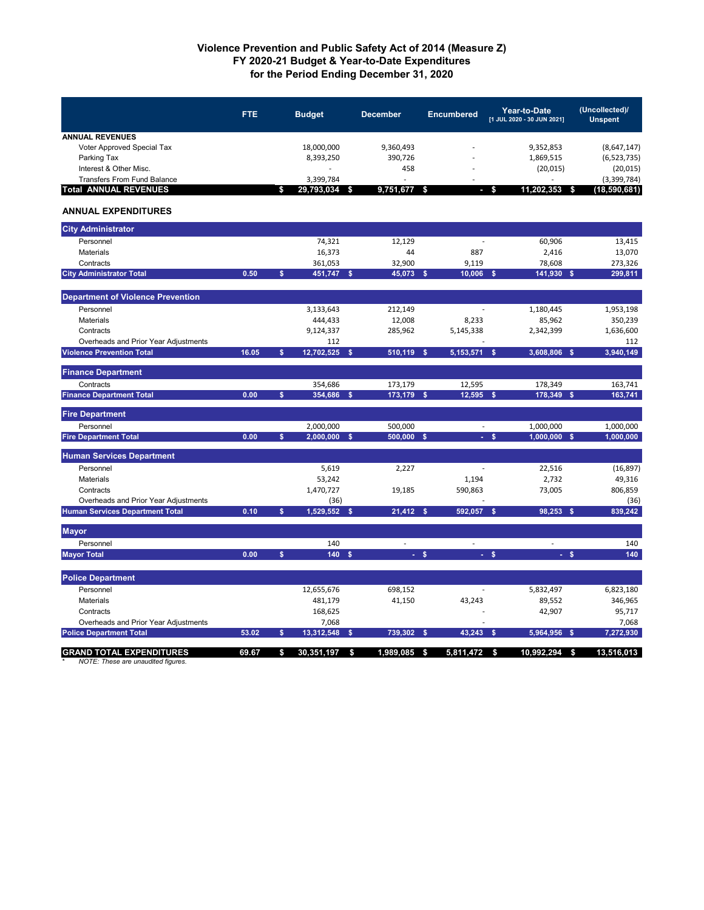# Violence Prevention and Public Safety Act of 2014 (Measure Z)
## FY 2020-21 Budget & Year-to-Date Expenditures
## for the Period Ending December 31, 2020

| | FTE | Budget | December | Encumbered | Year-to-Date [1 JUL 2020 - 30 JUN 2021] | (Uncollected)/ Unspent |
|---|---|---|---|---|---|---|
| **ANNUAL REVENUES** | | | | | | |
| Voter Approved Special Tax | | 18,000,000 | 9,360,493 | - | 9,352,853 | (8,647,147) |
| Parking Tax | | 8,393,250 | 390,726 | - | 1,869,515 | (6,523,735) |
| Interest & Other Misc. | | - | 458 | - | (20,015) | (20,015) |
| Transfers From Fund Balance | | 3,399,784 | - | - | - | (3,399,784) |
| **Total ANNUAL REVENUES** | | **$ 29,793,034** | **$ 9,751,677** | **$ -** | **$ 11,202,353** | **$ (18,590,681)** |
| **ANNUAL EXPENDITURES** | | | | | | |
| **City Administrator** | | | | | | |
| Personnel | | 74,321 | 12,129 | - | 60,906 | 13,415 |
| Materials | | 16,373 | 44 | 887 | 2,416 | 13,070 |
| Contracts | | 361,053 | 32,900 | 9,119 | 78,608 | 273,326 |
| **City Administrator Total** | **0.50** | **$ 451,747** | **$ 45,073** | **$ 10,006** | **$ 141,930** | **$ 299,811** |
| **Department of Violence Prevention** | | | | | | |
| Personnel | | 3,133,643 | 212,149 | - | 1,180,445 | 1,953,198 |
| Materials | | 444,433 | 12,008 | 8,233 | 85,962 | 350,239 |
| Contracts | | 9,124,337 | 285,962 | 5,145,338 | 2,342,399 | 1,636,600 |
| Overheads and Prior Year Adjustments | | 112 | | - | | 112 |
| **Violence Prevention Total** | **16.05** | **$ 12,702,525** | **$ 510,119** | **$ 5,153,571** | **$ 3,608,806** | **$ 3,940,149** |
| **Finance Department** | | | | | | |
| Contracts | | 354,686 | 173,179 | 12,595 | 178,349 | 163,741 |
| **Finance Department Total** | **0.00** | **$ 354,686** | **$ 173,179** | **$ 12,595** | **$ 178,349** | **$ 163,741** |
| **Fire Department** | | | | | | |
| Personnel | | 2,000,000 | 500,000 | - | 1,000,000 | 1,000,000 |
| **Fire Department Total** | **0.00** | **$ 2,000,000** | **$ 500,000** | **$ -** | **$ 1,000,000** | **$ 1,000,000** |
| **Human Services Department** | | | | | | |
| Personnel | | 5,619 | 2,227 | - | 22,516 | (16,897) |
| Materials | | 53,242 | | 1,194 | 2,732 | 49,316 |
| Contracts | | 1,470,727 | 19,185 | 590,863 | 73,005 | 806,859 |
| Overheads and Prior Year Adjustments | | (36) | | - | | (36) |
| **Human Services Department Total** | **0.10** | **$ 1,529,552** | **$ 21,412** | **$ 592,057** | **$ 98,253** | **$ 839,242** |
| **Mayor** | | | | | | |
| Personnel | | 140 | - | - | - | 140 |
| **Mayor Total** | **0.00** | **$ 140** | **$ -** | **$ -** | **$ -** | **$ 140** |
| **Police Department** | | | | | | |
| Personnel | | 12,655,676 | 698,152 | - | 5,832,497 | 6,823,180 |
| Materials | | 481,179 | 41,150 | 43,243 | 89,552 | 346,965 |
| Contracts | | 168,625 | | - | 42,907 | 95,717 |
| Overheads and Prior Year Adjustments | | 7,068 | | - | | 7,068 |
| **Police Department Total** | **53.02** | **$ 13,312,548** | **$ 739,302** | **$ 43,243** | **$ 5,964,956** | **$ 7,272,930** |
| **GRAND TOTAL EXPENDITURES** | **69.67** | **$ 30,351,197** | **$ 1,989,085** | **$ 5,811,472** | **$ 10,992,294** | **$ 13,516,013** |

* *NOTE: These are unaudited figures.*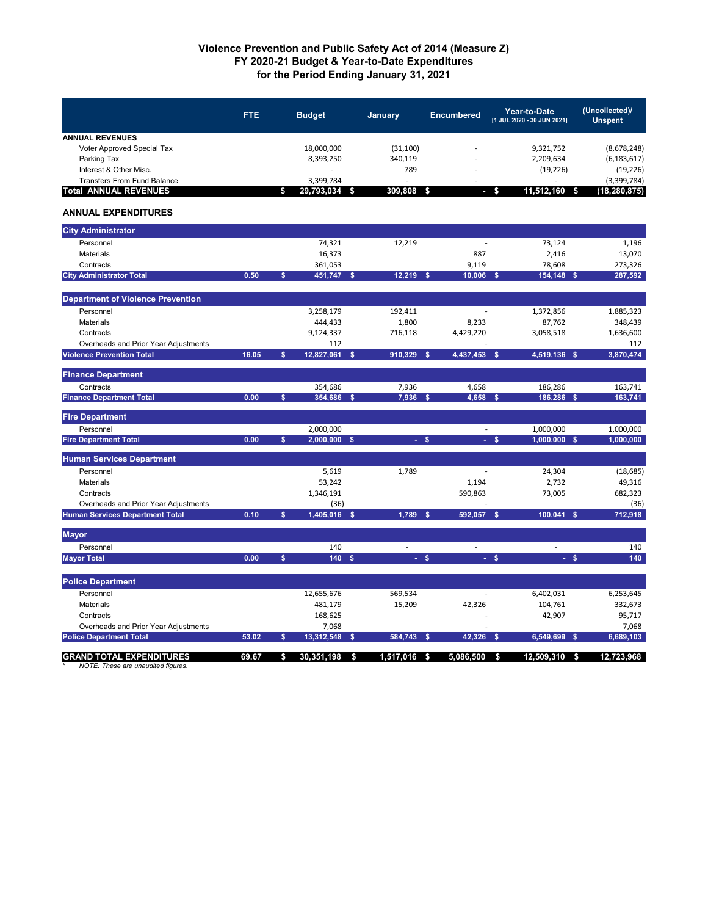# Violence Prevention and Public Safety Act of 2014 (Measure Z)
## FY 2020-21 Budget & Year-to-Date Expenditures
## for the Period Ending January 31, 2021

| | FTE | Budget | January | Encumbered | Year-to-Date [1 JUL 2020 - 30 JUN 2021] | (Uncollected)/ Unspent |
|---|---|---|---|---|---|---|
| **ANNUAL REVENUES** | | | | | | |
| Voter Approved Special Tax | | 18,000,000 | (31,100) | - | 9,321,752 | (8,678,248) |
| Parking Tax | | 8,393,250 | 340,119 | - | 2,209,634 | (6,183,617) |
| Interest & Other Misc. | | - | 789 | - | (19,226) | (19,226) |
| Transfers From Fund Balance | | 3,399,784 | - | - | - | (3,399,784) |
| **Total ANNUAL REVENUES** | | **$ 29,793,034** | **$ 309,808** | **$ -** | **$ 11,512,160** | **$ (18,280,875)** |
| **ANNUAL EXPENDITURES** | | | | | | |
| **City Administrator** | | | | | | |
| Personnel | | 74,321 | 12,219 | - | 73,124 | 1,196 |
| Materials | | 16,373 | | 887 | 2,416 | 13,070 |
| Contracts | | 361,053 | | 9,119 | 78,608 | 273,326 |
| **City Administrator Total** | **0.50** | **$ 451,747** | **$ 12,219** | **$ 10,006** | **$ 154,148** | **$ 287,592** |
| **Department of Violence Prevention** | | | | | | |
| Personnel | | 3,258,179 | 192,411 | - | 1,372,856 | 1,885,323 |
| Materials | | 444,433 | 1,800 | 8,233 | 87,762 | 348,439 |
| Contracts | | 9,124,337 | 716,118 | 4,429,220 | 3,058,518 | 1,636,600 |
| Overheads and Prior Year Adjustments | | 112 | | - | | 112 |
| **Violence Prevention Total** | **16.05** | **$ 12,827,061** | **$ 910,329** | **$ 4,437,453** | **$ 4,519,136** | **$ 3,870,474** |
| **Finance Department** | | | | | | |
| Contracts | | 354,686 | 7,936 | 4,658 | 186,286 | 163,741 |
| **Finance Department Total** | **0.00** | **$ 354,686** | **$ 7,936** | **$ 4,658** | **$ 186,286** | **$ 163,741** |
| **Fire Department** | | | | | | |
| Personnel | | 2,000,000 | | - | 1,000,000 | 1,000,000 |
| **Fire Department Total** | **0.00** | **$ 2,000,000** | **$ -** | **$ -** | **$ 1,000,000** | **$ 1,000,000** |
| **Human Services Department** | | | | | | |
| Personnel | | 5,619 | 1,789 | - | 24,304 | (18,685) |
| Materials | | 53,242 | | 1,194 | 2,732 | 49,316 |
| Contracts | | 1,346,191 | | 590,863 | 73,005 | 682,323 |
| Overheads and Prior Year Adjustments | | (36) | | | | (36) |
| **Human Services Department Total** | **0.10** | **$ 1,405,016** | **$ 1,789** | **$ 592,057** | **$ 100,041** | **$ 712,918** |
| **Mayor** | | | | | | |
| Personnel | | 140 | - | - | - | 140 |
| **Mayor Total** | **0.00** | **$ 140** | **$ -** | **$ -** | **$ -** | **$ 140** |
| **Police Department** | | | | | | |
| Personnel | | 12,655,676 | 569,534 | - | 6,402,031 | 6,253,645 |
| Materials | | 481,179 | 15,209 | 42,326 | 104,761 | 332,673 |
| Contracts | | 168,625 | | - | 42,907 | 95,717 |
| Overheads and Prior Year Adjustments | | 7,068 | | - | | 7,068 |
| **Police Department Total** | **53.02** | **$ 13,312,548** | **$ 584,743** | **$ 42,326** | **$ 6,549,699** | **$ 6,689,103** |
| **GRAND TOTAL EXPENDITURES** | **69.67** | **$ 30,351,198** | **$ 1,517,016** | **$ 5,086,500** | **$ 12,509,310** | **$ 12,723,968** |

* *NOTE: These are unaudited figures.*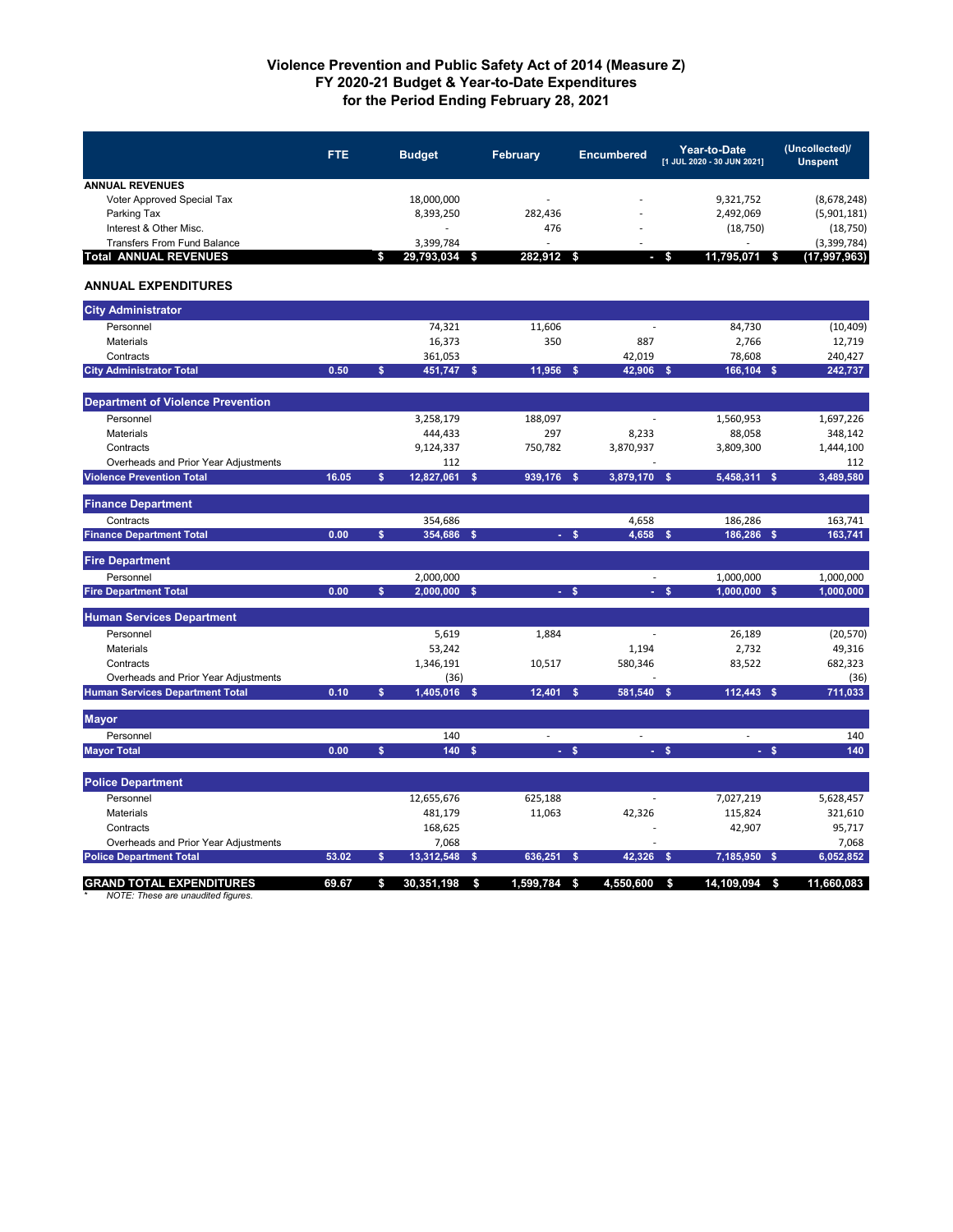# Violence Prevention and Public Safety Act of 2014 (Measure Z)
## FY 2020-21 Budget & Year-to-Date Expenditures
## for the Period Ending February 28, 2021

| | FTE | Budget | February | Encumbered | Year-to-Date [1 JUL 2020 - 30 JUN 2021] | (Uncollected)/ Unspent |
|---|---|---|---|---|---|---|
| **ANNUAL REVENUES** | | | | | | |
| Voter Approved Special Tax | | 18,000,000 | - | - | 9,321,752 | (8,678,248) |
| Parking Tax | | 8,393,250 | 282,436 | - | 2,492,069 | (5,901,181) |
| Interest & Other Misc. | | - | 476 | - | (18,750) | (18,750) |
| Transfers From Fund Balance | | 3,399,784 | - | - | - | (3,399,784) |
| **Total ANNUAL REVENUES** | | **$ 29,793,034** | **$ 282,912** | **$ -** | **$ 11,795,071** | **$ (17,997,963)** |
| **ANNUAL EXPENDITURES** | | | | | | |
| **City Administrator** | | | | | | |
| Personnel | | 74,321 | 11,606 | - | 84,730 | (10,409) |
| Materials | | 16,373 | 350 | 887 | 2,766 | 12,719 |
| Contracts | | 361,053 | | 42,019 | 78,608 | 240,427 |
| **City Administrator Total** | **0.50** | **$ 451,747** | **$ 11,956** | **$ 42,906** | **$ 166,104** | **$ 242,737** |
| **Department of Violence Prevention** | | | | | | |
| Personnel | | 3,258,179 | 188,097 | - | 1,560,953 | 1,697,226 |
| Materials | | 444,433 | 297 | 8,233 | 88,058 | 348,142 |
| Contracts | | 9,124,337 | 750,782 | 3,870,937 | 3,809,300 | 1,444,100 |
| Overheads and Prior Year Adjustments | | 112 | | - | | 112 |
| **Violence Prevention Total** | **16.05** | **$ 12,827,061** | **$ 939,176** | **$ 3,879,170** | **$ 5,458,311** | **$ 3,489,580** |
| **Finance Department** | | | | | | |
| Contracts | | 354,686 | | 4,658 | 186,286 | 163,741 |
| **Finance Department Total** | **0.00** | **$ 354,686** | **$ -** | **$ 4,658** | **$ 186,286** | **$ 163,741** |
| **Fire Department** | | | | | | |
| Personnel | | 2,000,000 | | - | 1,000,000 | 1,000,000 |
| **Fire Department Total** | **0.00** | **$ 2,000,000** | **$ -** | **$ -** | **$ 1,000,000** | **$ 1,000,000** |
| **Human Services Department** | | | | | | |
| Personnel | | 5,619 | 1,884 | - | 26,189 | (20,570) |
| Materials | | 53,242 | | 1,194 | 2,732 | 49,316 |
| Contracts | | 1,346,191 | 10,517 | 580,346 | 83,522 | 682,323 |
| Overheads and Prior Year Adjustments | | (36) | | | | (36) |
| **Human Services Department Total** | **0.10** | **$ 1,405,016** | **$ 12,401** | **$ 581,540** | **$ 112,443** | **$ 711,033** |
| **Mayor** | | | | | | |
| Personnel | | 140 | - | - | - | 140 |
| **Mayor Total** | **0.00** | **$ 140** | **$ -** | **$ -** | **$ -** | **$ 140** |
| **Police Department** | | | | | | |
| Personnel | | 12,655,676 | 625,188 | - | 7,027,219 | 5,628,457 |
| Materials | | 481,179 | 11,063 | 42,326 | 115,824 | 321,610 |
| Contracts | | 168,625 | | - | 42,907 | 95,717 |
| Overheads and Prior Year Adjustments | | 7,068 | | - | | 7,068 |
| **Police Department Total** | **53.02** | **$ 13,312,548** | **$ 636,251** | **$ 42,326** | **$ 7,185,950** | **$ 6,052,852** |
| **GRAND TOTAL EXPENDITURES** | **69.67** | **$ 30,351,198** | **$ 1,599,784** | **$ 4,550,600** | **$ 14,109,094** | **$ 11,660,083** |

* *NOTE: These are unaudited figures.*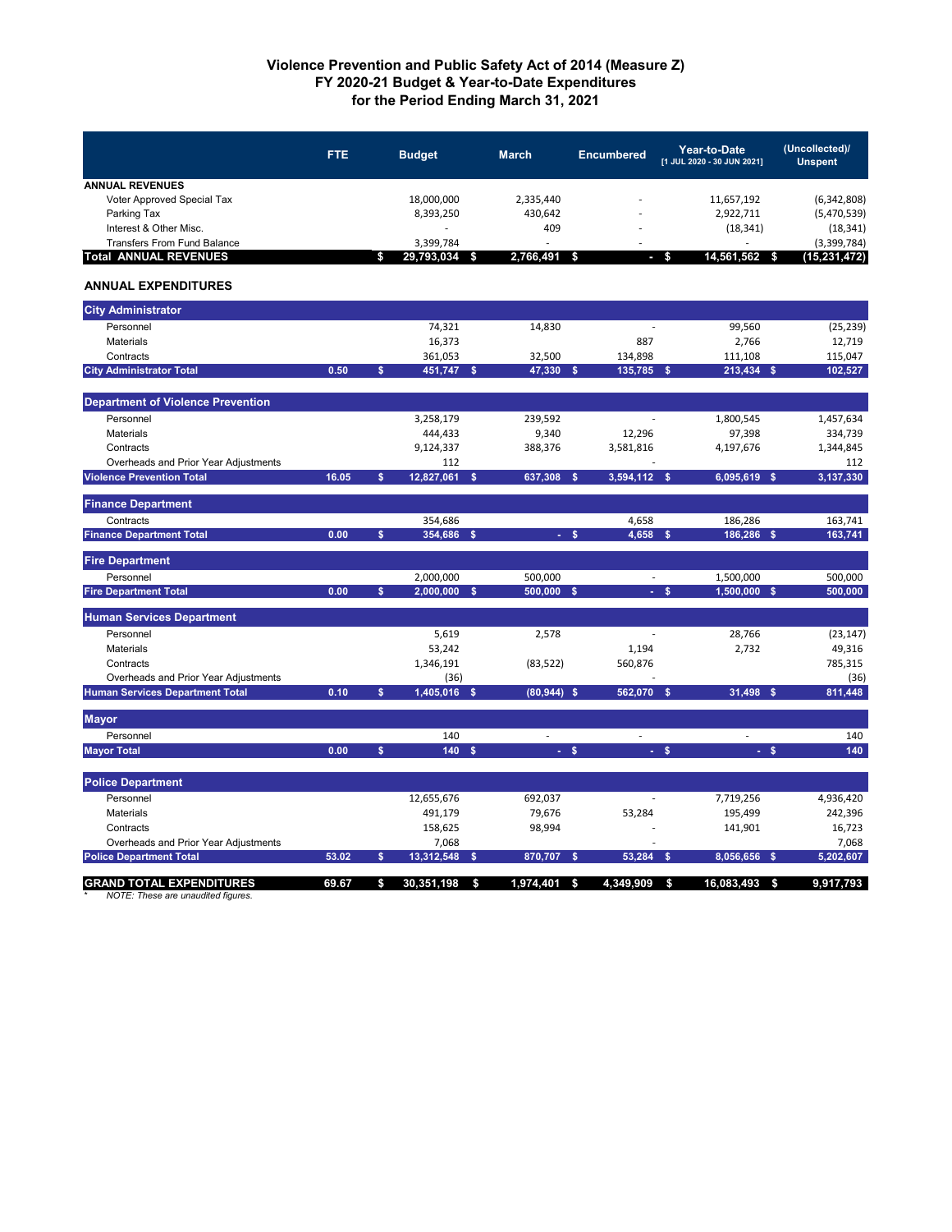# Violence Prevention and Public Safety Act of 2014 (Measure Z)
## FY 2020-21 Budget & Year-to-Date Expenditures
## for the Period Ending March 31, 2021

| | FTE | Budget | March | Encumbered | Year-to-Date [1 JUL 2020 - 30 JUN 2021] | (Uncollected)/ Unspent |
|---|---|---|---|---|---|---|
| **ANNUAL REVENUES** | | | | | | |
| Voter Approved Special Tax | | 18,000,000 | 2,335,440 | - | 11,657,192 | (6,342,808) |
| Parking Tax | | 8,393,250 | 430,642 | - | 2,922,711 | (5,470,539) |
| Interest & Other Misc. | | - | 409 | - | (18,341) | (18,341) |
| Transfers From Fund Balance | | 3,399,784 | - | - | - | (3,399,784) |
| **Total ANNUAL REVENUES** | | **$ 29,793,034** | **$ 2,766,491** | **$ -** | **$ 14,561,562** | **$ (15,231,472)** |
| **ANNUAL EXPENDITURES** | | | | | | |
| **City Administrator** | | | | | | |
| Personnel | | 74,321 | 14,830 | - | 99,560 | (25,239) |
| Materials | | 16,373 | | 887 | 2,766 | 12,719 |
| Contracts | | 361,053 | 32,500 | 134,898 | 111,108 | 115,047 |
| **City Administrator Total** | **0.50** | **$ 451,747** | **$ 47,330** | **$ 135,785** | **$ 213,434** | **$ 102,527** |
| **Department of Violence Prevention** | | | | | | |
| Personnel | | 3,258,179 | 239,592 | - | 1,800,545 | 1,457,634 |
| Materials | | 444,433 | 9,340 | 12,296 | 97,398 | 334,739 |
| Contracts | | 9,124,337 | 388,376 | 3,581,816 | 4,197,676 | 1,344,845 |
| Overheads and Prior Year Adjustments | | 112 | | - | | 112 |
| **Violence Prevention Total** | **16.05** | **$ 12,827,061** | **$ 637,308** | **$ 3,594,112** | **$ 6,095,619** | **$ 3,137,330** |
| **Finance Department** | | | | | | |
| Contracts | | 354,686 | | 4,658 | 186,286 | 163,741 |
| **Finance Department Total** | **0.00** | **$ 354,686** | **$ -** | **$ 4,658** | **$ 186,286** | **$ 163,741** |
| **Fire Department** | | | | | | |
| Personnel | | 2,000,000 | 500,000 | - | 1,500,000 | 500,000 |
| **Fire Department Total** | **0.00** | **$ 2,000,000** | **$ 500,000** | **$ -** | **$ 1,500,000** | **$ 500,000** |
| **Human Services Department** | | | | | | |
| Personnel | | 5,619 | 2,578 | - | 28,766 | (23,147) |
| Materials | | 53,242 | | 1,194 | 2,732 | 49,316 |
| Contracts | | 1,346,191 | (83,522) | 560,876 | | 785,315 |
| Overheads and Prior Year Adjustments | | (36) | | | | (36) |
| **Human Services Department Total** | **0.10** | **$ 1,405,016** | **$ (80,944)** | **$ 562,070** | **$ 31,498** | **$ 811,448** |
| **Mayor** | | | | | | |
| Personnel | | 140 | - | - | - | 140 |
| **Mayor Total** | **0.00** | **$ 140** | **$ -** | **$ -** | **$ -** | **$ 140** |
| **Police Department** | | | | | | |
| Personnel | | 12,655,676 | 692,037 | - | 7,719,256 | 4,936,420 |
| Materials | | 491,179 | 79,676 | 53,284 | 195,499 | 242,396 |
| Contracts | | 158,625 | 98,994 | - | 141,901 | 16,723 |
| Overheads and Prior Year Adjustments | | 7,068 | | - | | 7,068 |
| **Police Department Total** | **53.02** | **$ 13,312,548** | **$ 870,707** | **$ 53,284** | **$ 8,056,656** | **$ 5,202,607** |
| **GRAND TOTAL EXPENDITURES** | **69.67** | **$ 30,351,198** | **$ 1,974,401** | **$ 4,349,909** | **$ 16,083,493** | **$ 9,917,793** |

* *NOTE: These are unaudited figures.*